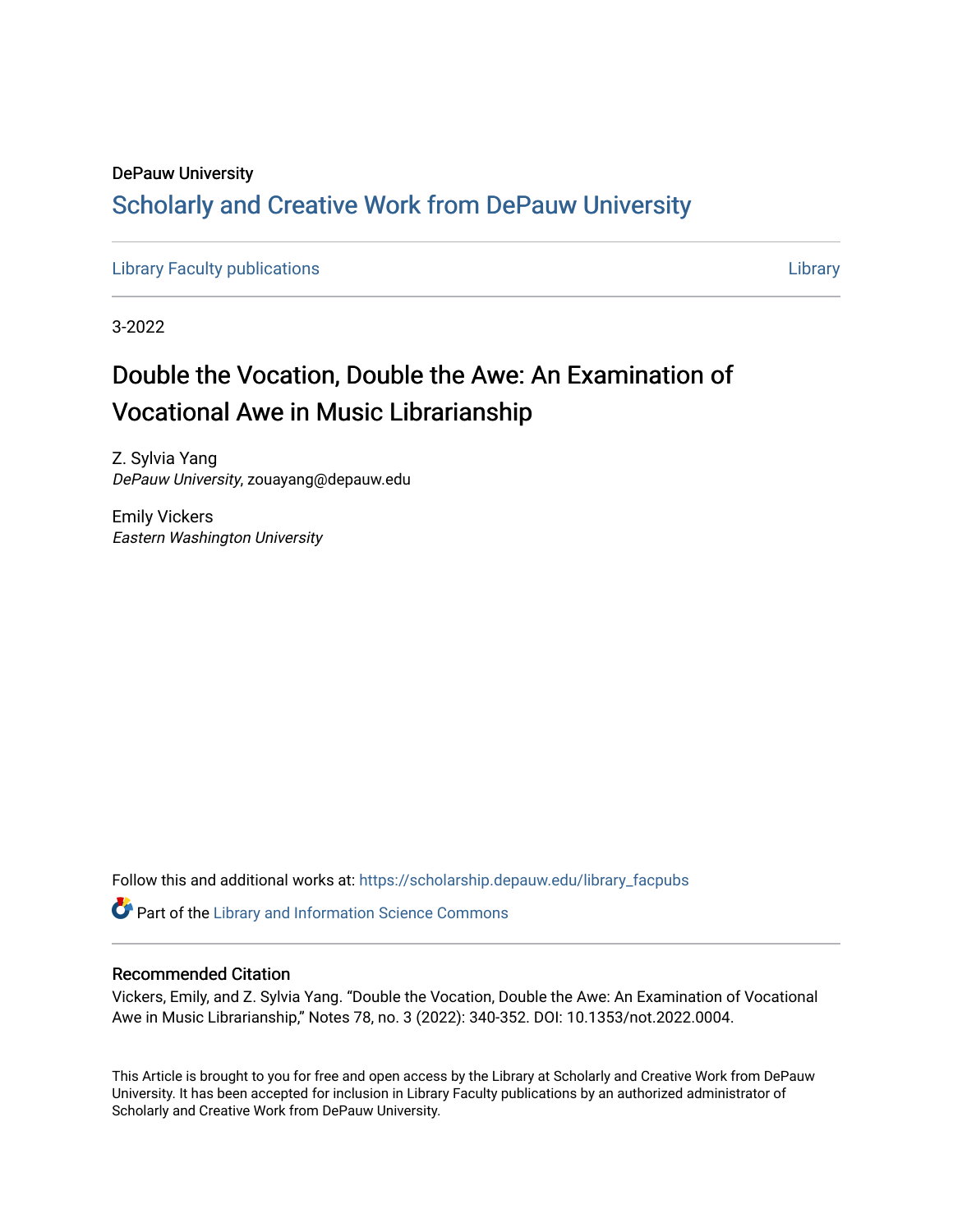DePauw University

## Scholarly and Creative Work from DePauw University

Library Faculty publications | Library

3-2022

# Double the Vocation, Double the Awe: An Examination of Vocational Awe in Music Librarianship

Z. Sylvia Yang
*DePauw University*, zouayang@depauw.edu

Emily Vickers
*Eastern Washington University*

Follow this and additional works at: https://scholarship.depauw.edu/library_facpubs

Part of the Library and Information Science Commons

### Recommended Citation

Vickers, Emily, and Z. Sylvia Yang. "Double the Vocation, Double the Awe: An Examination of Vocational Awe in Music Librarianship," Notes 78, no. 3 (2022): 340-352. DOI: 10.1353/not.2022.0004.

This Article is brought to you for free and open access by the Library at Scholarly and Creative Work from DePauw University. It has been accepted for inclusion in Library Faculty publications by an authorized administrator of Scholarly and Creative Work from DePauw University.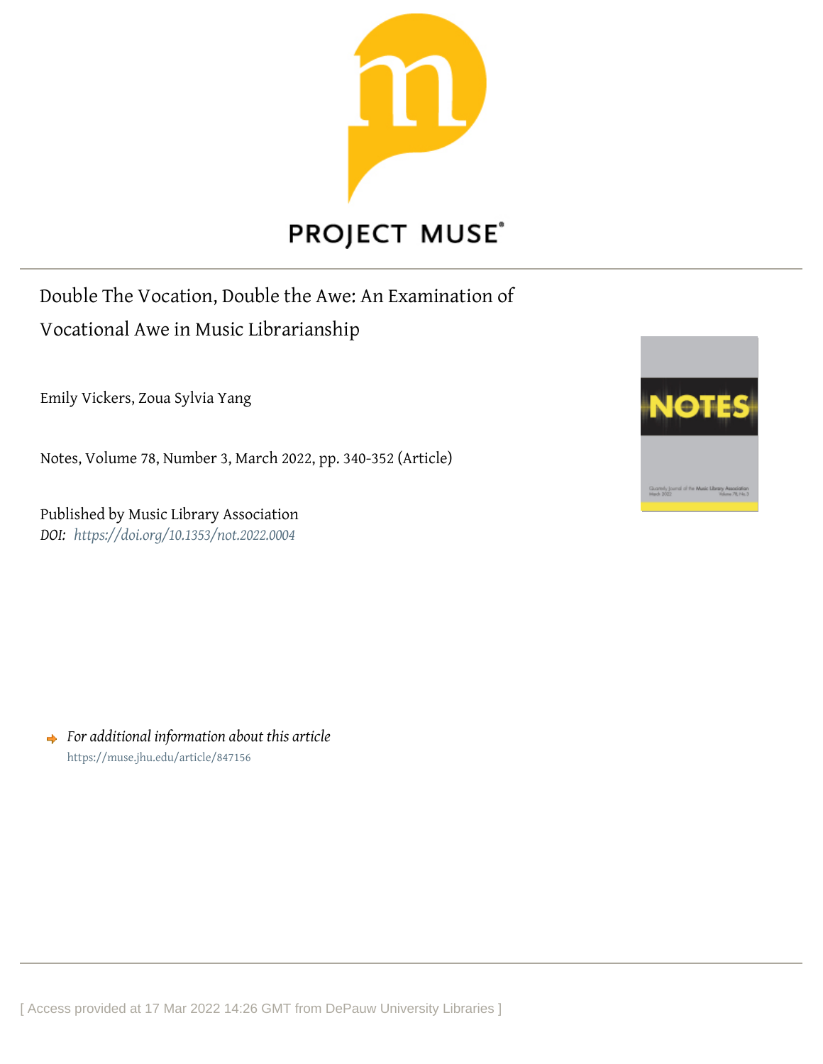Double The Vocation, Double the Awe: An Examination of Vocational Awe in Music Librarianship

Emily Vickers, Zoua Sylvia Yang

Notes, Volume 78, Number 3, March 2022, pp. 340-352 (Article)

Published by Music Library Association

*DOI: https://doi.org/10.1353/not.2022.0004*

*For additional information about this article*

https://muse.jhu.edu/article/847156

[ Access provided at 17 Mar 2022 14:26 GMT from DePauw University Libraries ]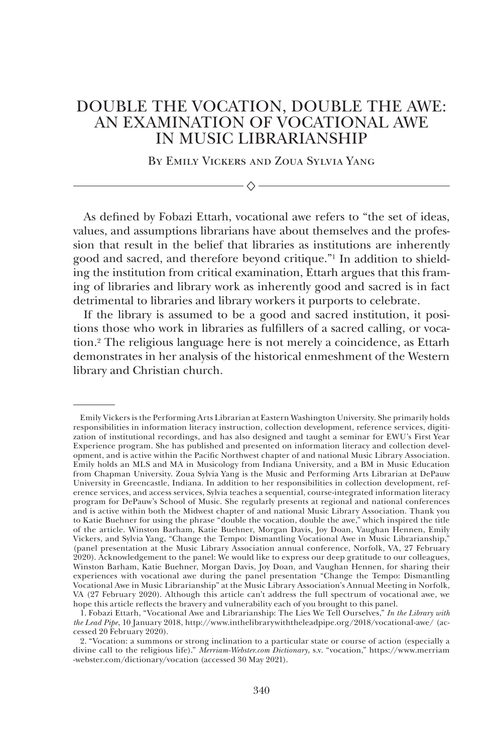# DOUBLE THE VOCATION, DOUBLE THE AWE: AN EXAMINATION OF VOCATIONAL AWE IN MUSIC LIBRARIANSHIP

By Emily Vickers and Zoua Sylvia Yang

As defined by Fobazi Ettarh, vocational awe refers to "the set of ideas, values, and assumptions librarians have about themselves and the profession that result in the belief that libraries as institutions are inherently good and sacred, and therefore beyond critique."[1] In addition to shielding the institution from critical examination, Ettarh argues that this framing of libraries and library work as inherently good and sacred is in fact detrimental to libraries and library workers it purports to celebrate.

If the library is assumed to be a good and sacred institution, it positions those who work in libraries as fulfillers of a sacred calling, or vocation.[2] The religious language here is not merely a coincidence, as Ettarh demonstrates in her analysis of the historical enmeshment of the Western library and Christian church.

---

Emily Vickers is the Performing Arts Librarian at Eastern Washington University. She primarily holds responsibilities in information literacy instruction, collection development, reference services, digitization of institutional recordings, and has also designed and taught a seminar for EWU's First Year Experience program. She has published and presented on information literacy and collection development, and is active within the Pacific Northwest chapter of and national Music Library Association. Emily holds an MLS and MA in Musicology from Indiana University, and a BM in Music Education from Chapman University. Zoua Sylvia Yang is the Music and Performing Arts Librarian at DePauw University in Greencastle, Indiana. In addition to her responsibilities in collection development, reference services, and access services, Sylvia teaches a sequential, course-integrated information literacy program for DePauw's School of Music. She regularly presents at regional and national conferences and is active within both the Midwest chapter of and national Music Library Association. Thank you to Katie Buehner for using the phrase "double the vocation, double the awe," which inspired the title of the article. Winston Barham, Katie Buehner, Morgan Davis, Joy Doan, Vaughan Hennen, Emily Vickers, and Sylvia Yang, "Change the Tempo: Dismantling Vocational Awe in Music Librarianship," (panel presentation at the Music Library Association annual conference, Norfolk, VA, 27 February 2020). Acknowledgement to the panel: We would like to express our deep gratitude to our colleagues, Winston Barham, Katie Buehner, Morgan Davis, Joy Doan, and Vaughan Hennen, for sharing their experiences with vocational awe during the panel presentation "Change the Tempo: Dismantling Vocational Awe in Music Librarianship" at the Music Library Association's Annual Meeting in Norfolk, VA (27 February 2020). Although this article can't address the full spectrum of vocational awe, we hope this article reflects the bravery and vulnerability each of you brought to this panel.

1. Fobazi Ettarh, "Vocational Awe and Librarianship: The Lies We Tell Ourselves," *In the Library with the Lead Pipe*, 10 January 2018, http://www.inthelibrarywiththeleadpipe.org/2018/vocational-awe/ (accessed 20 February 2020).

2. "Vocation: a summons or strong inclination to a particular state or course of action (especially a divine call to the religious life)." *Merriam-Webster.com Dictionary*, s.v. "vocation," https://www.merriam-webster.com/dictionary/vocation (accessed 30 May 2021).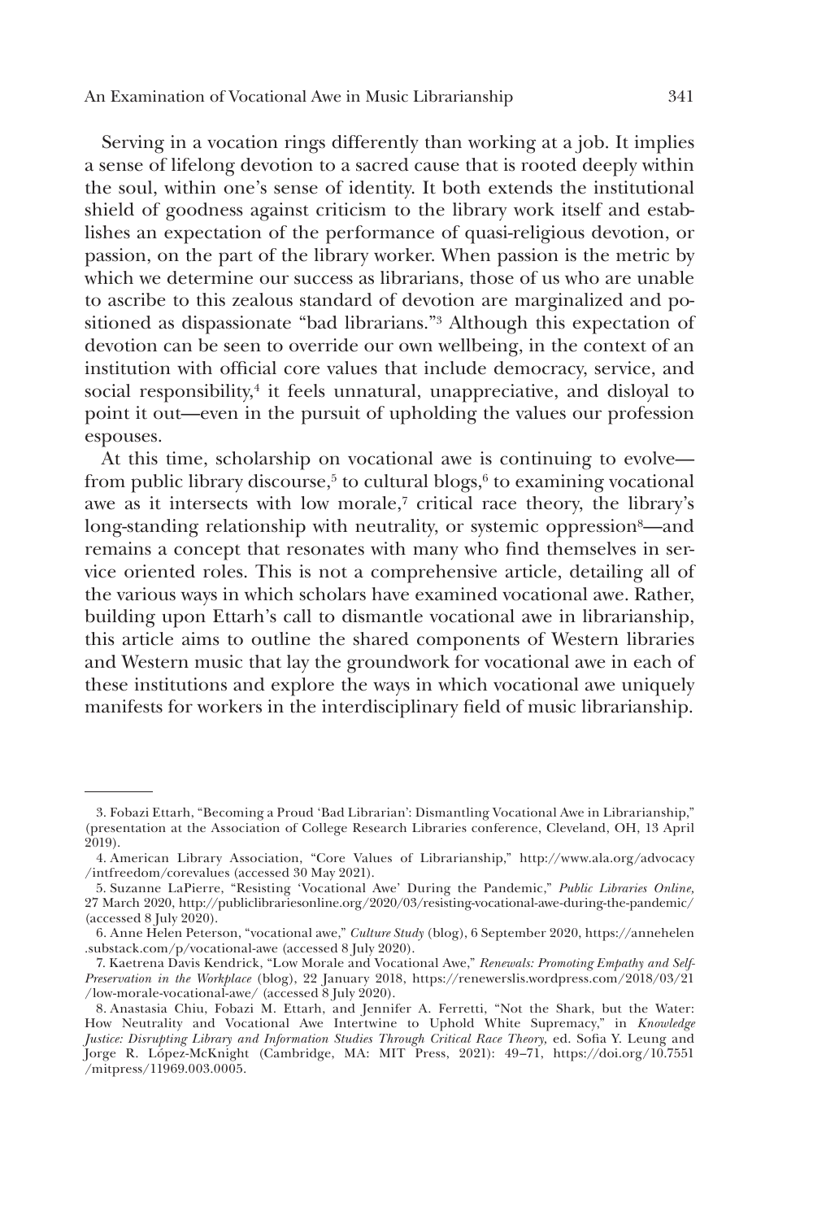Serving in a vocation rings differently than working at a job. It implies a sense of lifelong devotion to a sacred cause that is rooted deeply within the soul, within one's sense of identity. It both extends the institutional shield of goodness against criticism to the library work itself and establishes an expectation of the performance of quasi-religious devotion, or passion, on the part of the library worker. When passion is the metric by which we determine our success as librarians, those of us who are unable to ascribe to this zealous standard of devotion are marginalized and positioned as dispassionate "bad librarians."[3] Although this expectation of devotion can be seen to override our own wellbeing, in the context of an institution with official core values that include democracy, service, and social responsibility,[4] it feels unnatural, unappreciative, and disloyal to point it out—even in the pursuit of upholding the values our profession espouses.

At this time, scholarship on vocational awe is continuing to evolve—from public library discourse,[5] to cultural blogs,[6] to examining vocational awe as it intersects with low morale,[7] critical race theory, the library's long-standing relationship with neutrality, or systemic oppression[8]—and remains a concept that resonates with many who find themselves in service oriented roles. This is not a comprehensive article, detailing all of the various ways in which scholars have examined vocational awe. Rather, building upon Ettarh's call to dismantle vocational awe in librarianship, this article aims to outline the shared components of Western libraries and Western music that lay the groundwork for vocational awe in each of these institutions and explore the ways in which vocational awe uniquely manifests for workers in the interdisciplinary field of music librarianship.

---

3. Fobazi Ettarh, "Becoming a Proud 'Bad Librarian': Dismantling Vocational Awe in Librarianship," (presentation at the Association of College Research Libraries conference, Cleveland, OH, 13 April 2019).

4. American Library Association, "Core Values of Librarianship," http://www.ala.org/advocacy/intfreedom/corevalues (accessed 30 May 2021).

5. Suzanne LaPierre, "Resisting 'Vocational Awe' During the Pandemic," *Public Libraries Online,* 27 March 2020, http://publiclibrariesonline.org/2020/03/resisting-vocational-awe-during-the-pandemic/ (accessed 8 July 2020).

6. Anne Helen Peterson, "vocational awe," *Culture Study* (blog), 6 September 2020, https://annehelen.substack.com/p/vocational-awe (accessed 8 July 2020).

7. Kaetrena Davis Kendrick, "Low Morale and Vocational Awe," *Renewals: Promoting Empathy and Self-Preservation in the Workplace* (blog), 22 January 2018, https://renewerslis.wordpress.com/2018/03/21/low-morale-vocational-awe/ (accessed 8 July 2020).

8. Anastasia Chiu, Fobazi M. Ettarh, and Jennifer A. Ferretti, "Not the Shark, but the Water: How Neutrality and Vocational Awe Intertwine to Uphold White Supremacy," in *Knowledge Justice: Disrupting Library and Information Studies Through Critical Race Theory,* ed. Sofia Y. Leung and Jorge R. López-McKnight (Cambridge, MA: MIT Press, 2021): 49–71, https://doi.org/10.7551/mitpress/11969.003.0005.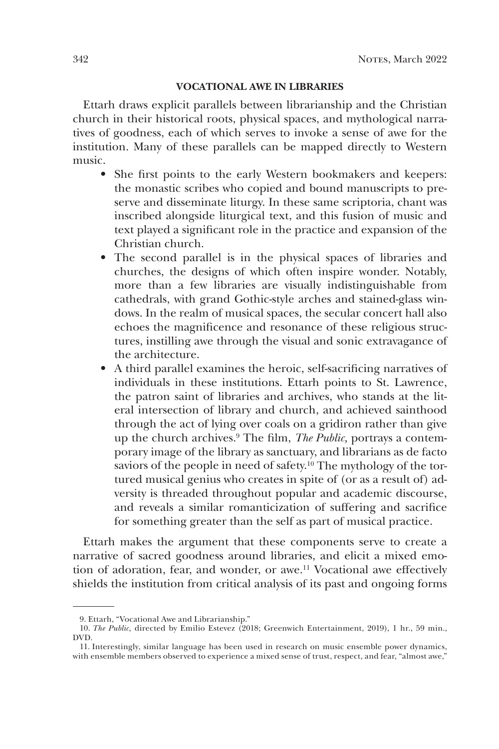## VOCATIONAL AWE IN LIBRARIES

Ettarh draws explicit parallels between librarianship and the Christian church in their historical roots, physical spaces, and mythological narratives of goodness, each of which serves to invoke a sense of awe for the institution. Many of these parallels can be mapped directly to Western music.

- She first points to the early Western bookmakers and keepers: the monastic scribes who copied and bound manuscripts to preserve and disseminate liturgy. In these same scriptoria, chant was inscribed alongside liturgical text, and this fusion of music and text played a significant role in the practice and expansion of the Christian church.
- The second parallel is in the physical spaces of libraries and churches, the designs of which often inspire wonder. Notably, more than a few libraries are visually indistinguishable from cathedrals, with grand Gothic-style arches and stained-glass windows. In the realm of musical spaces, the secular concert hall also echoes the magnificence and resonance of these religious structures, instilling awe through the visual and sonic extravagance of the architecture.
- A third parallel examines the heroic, self-sacrificing narratives of individuals in these institutions. Ettarh points to St. Lawrence, the patron saint of libraries and archives, who stands at the literal intersection of library and church, and achieved sainthood through the act of lying over coals on a gridiron rather than give up the church archives.[9] The film, *The Public,* portrays a contemporary image of the library as sanctuary, and librarians as de facto saviors of the people in need of safety.[10] The mythology of the tortured musical genius who creates in spite of (or as a result of) adversity is threaded throughout popular and academic discourse, and reveals a similar romanticization of suffering and sacrifice for something greater than the self as part of musical practice.

Ettarh makes the argument that these components serve to create a narrative of sacred goodness around libraries, and elicit a mixed emotion of adoration, fear, and wonder, or awe.[11] Vocational awe effectively shields the institution from critical analysis of its past and ongoing forms

---

9. Ettarh, "Vocational Awe and Librarianship."

10. *The Public,* directed by Emilio Estevez (2018; Greenwich Entertainment, 2019), 1 hr., 59 min., DVD.

11. Interestingly, similar language has been used in research on music ensemble power dynamics, with ensemble members observed to experience a mixed sense of trust, respect, and fear, "almost awe,"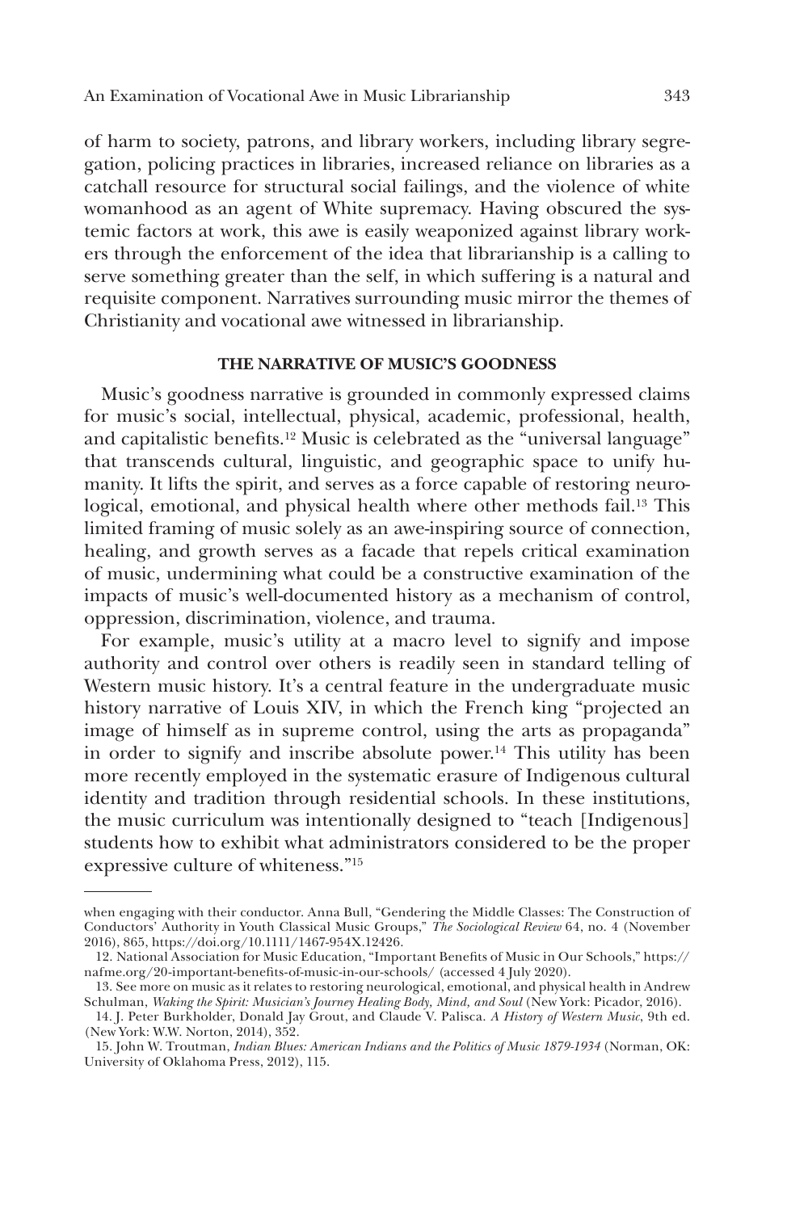of harm to society, patrons, and library workers, including library segregation, policing practices in libraries, increased reliance on libraries as a catchall resource for structural social failings, and the violence of white womanhood as an agent of White supremacy. Having obscured the systemic factors at work, this awe is easily weaponized against library workers through the enforcement of the idea that librarianship is a calling to serve something greater than the self, in which suffering is a natural and requisite component. Narratives surrounding music mirror the themes of Christianity and vocational awe witnessed in librarianship.

## THE NARRATIVE OF MUSIC'S GOODNESS

Music's goodness narrative is grounded in commonly expressed claims for music's social, intellectual, physical, academic, professional, health, and capitalistic benefits.[12] Music is celebrated as the "universal language" that transcends cultural, linguistic, and geographic space to unify humanity. It lifts the spirit, and serves as a force capable of restoring neurological, emotional, and physical health where other methods fail.[13] This limited framing of music solely as an awe-inspiring source of connection, healing, and growth serves as a facade that repels critical examination of music, undermining what could be a constructive examination of the impacts of music's well-documented history as a mechanism of control, oppression, discrimination, violence, and trauma.

For example, music's utility at a macro level to signify and impose authority and control over others is readily seen in standard telling of Western music history. It's a central feature in the undergraduate music history narrative of Louis XIV, in which the French king "projected an image of himself as in supreme control, using the arts as propaganda" in order to signify and inscribe absolute power.[14] This utility has been more recently employed in the systematic erasure of Indigenous cultural identity and tradition through residential schools. In these institutions, the music curriculum was intentionally designed to "teach [Indigenous] students how to exhibit what administrators considered to be the proper expressive culture of whiteness."[15]

---

when engaging with their conductor. Anna Bull, "Gendering the Middle Classes: The Construction of Conductors' Authority in Youth Classical Music Groups," *The Sociological Review* 64, no. 4 (November 2016), 865, https://doi.org/10.1111/1467-954X.12426.

12. National Association for Music Education, "Important Benefits of Music in Our Schools," https://nafme.org/20-important-benefits-of-music-in-our-schools/ (accessed 4 July 2020).

13. See more on music as it relates to restoring neurological, emotional, and physical health in Andrew Schulman, *Waking the Spirit: Musician's Journey Healing Body, Mind, and Soul* (New York: Picador, 2016).

14. J. Peter Burkholder, Donald Jay Grout, and Claude V. Palisca. *A History of Western Music*, 9th ed. (New York: W.W. Norton, 2014), 352.

15. John W. Troutman, *Indian Blues: American Indians and the Politics of Music 1879-1934* (Norman, OK: University of Oklahoma Press, 2012), 115.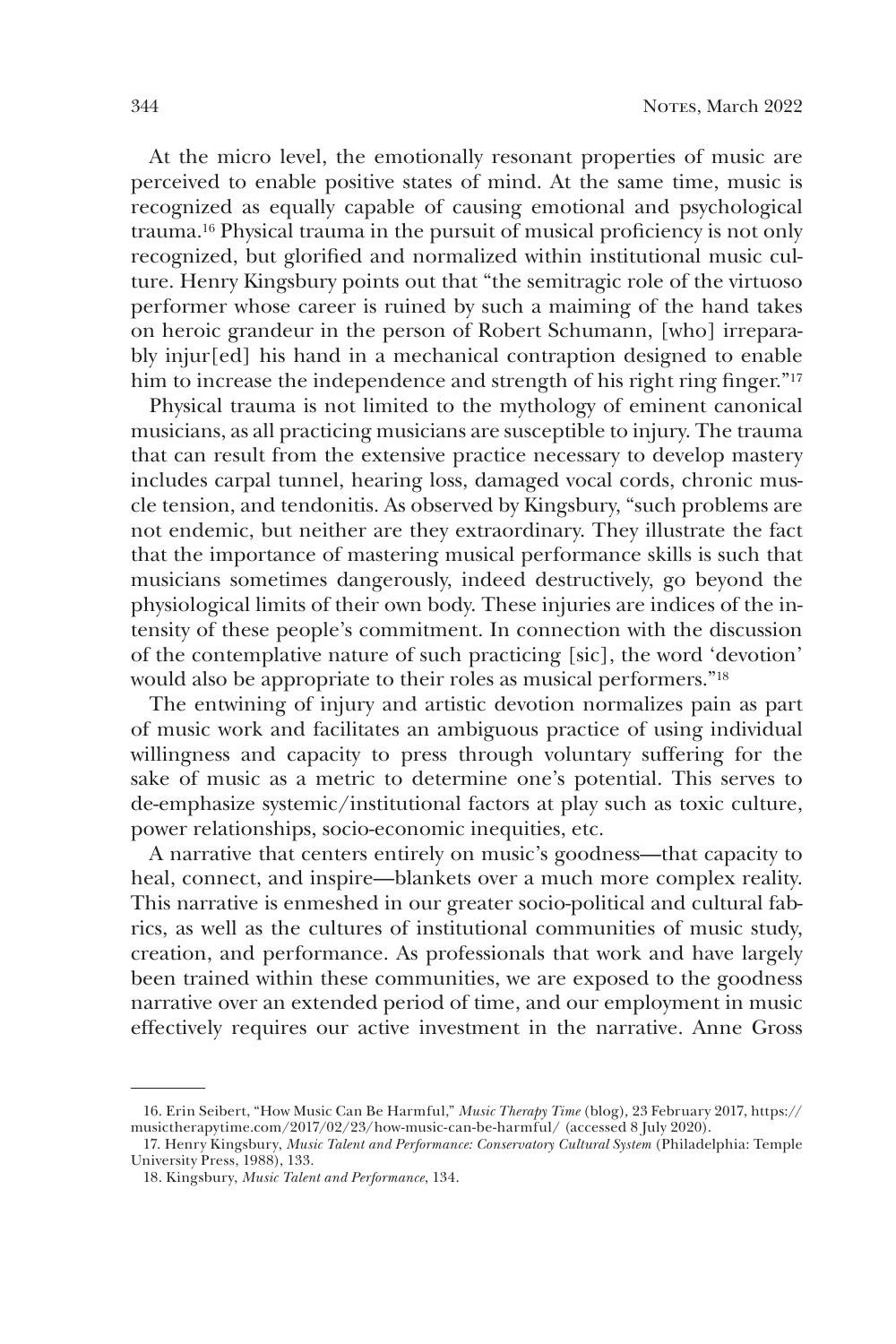At the micro level, the emotionally resonant properties of music are perceived to enable positive states of mind. At the same time, music is recognized as equally capable of causing emotional and psychological trauma.[16] Physical trauma in the pursuit of musical proficiency is not only recognized, but glorified and normalized within institutional music culture. Henry Kingsbury points out that "the semitragic role of the virtuoso performer whose career is ruined by such a maiming of the hand takes on heroic grandeur in the person of Robert Schumann, [who] irreparably injur[ed] his hand in a mechanical contraption designed to enable him to increase the independence and strength of his right ring finger."[17]

Physical trauma is not limited to the mythology of eminent canonical musicians, as all practicing musicians are susceptible to injury. The trauma that can result from the extensive practice necessary to develop mastery includes carpal tunnel, hearing loss, damaged vocal cords, chronic muscle tension, and tendonitis. As observed by Kingsbury, "such problems are not endemic, but neither are they extraordinary. They illustrate the fact that the importance of mastering musical performance skills is such that musicians sometimes dangerously, indeed destructively, go beyond the physiological limits of their own body. These injuries are indices of the intensity of these people's commitment. In connection with the discussion of the contemplative nature of such practicing [sic], the word 'devotion' would also be appropriate to their roles as musical performers."[18]

The entwining of injury and artistic devotion normalizes pain as part of music work and facilitates an ambiguous practice of using individual willingness and capacity to press through voluntary suffering for the sake of music as a metric to determine one's potential. This serves to de-emphasize systemic/institutional factors at play such as toxic culture, power relationships, socio-economic inequities, etc.

A narrative that centers entirely on music's goodness—that capacity to heal, connect, and inspire—blankets over a much more complex reality. This narrative is enmeshed in our greater socio-political and cultural fabrics, as well as the cultures of institutional communities of music study, creation, and performance. As professionals that work and have largely been trained within these communities, we are exposed to the goodness narrative over an extended period of time, and our employment in music effectively requires our active investment in the narrative. Anne Gross

16. Erin Seibert, "How Music Can Be Harmful," *Music Therapy Time* (blog), 23 February 2017, https://musictherapytime.com/2017/02/23/how-music-can-be-harmful/ (accessed 8 July 2020).

17. Henry Kingsbury, *Music Talent and Performance: Conservatory Cultural System* (Philadelphia: Temple University Press, 1988), 133.

18. Kingsbury, *Music Talent and Performance*, 134.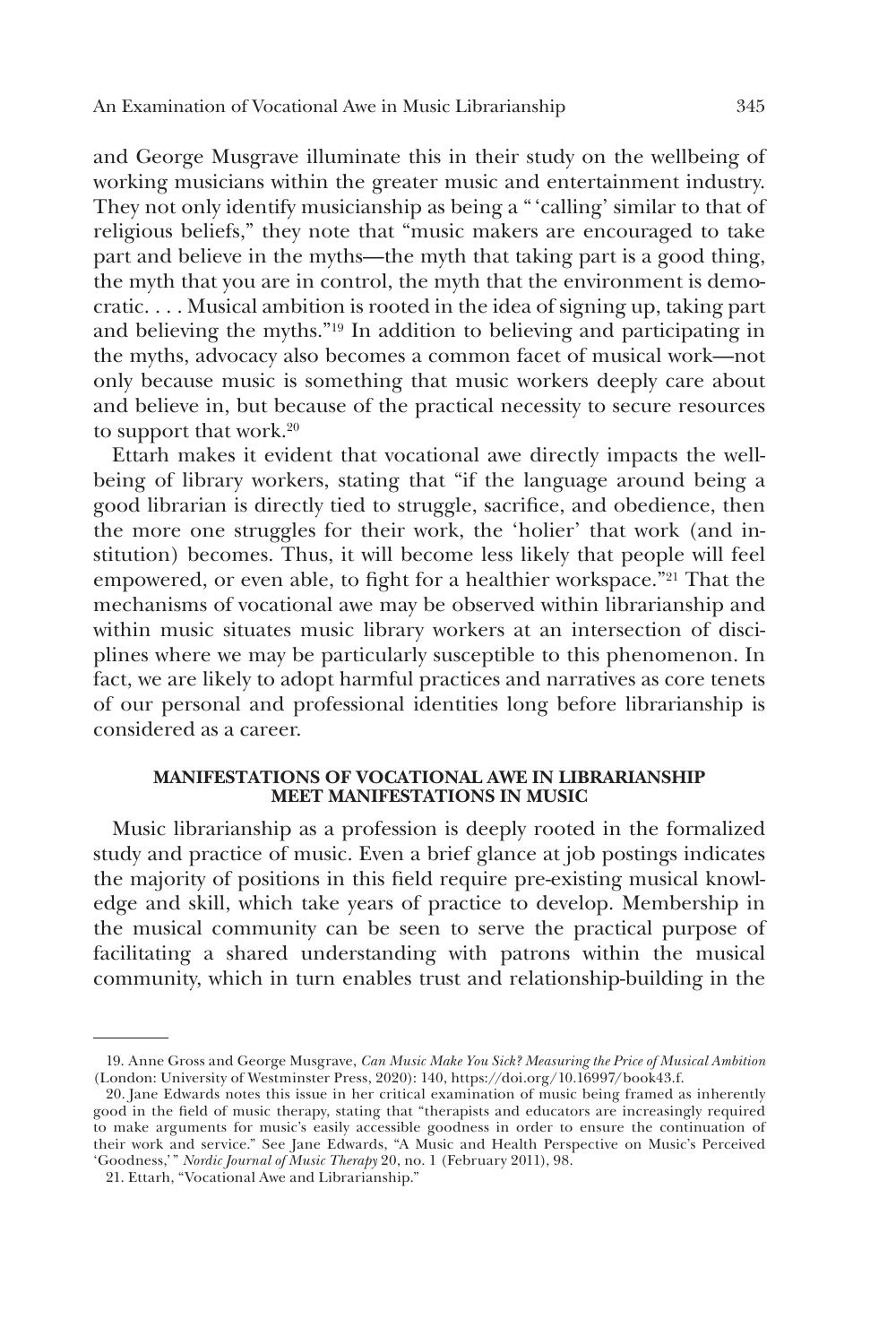and George Musgrave illuminate this in their study on the wellbeing of working musicians within the greater music and entertainment industry. They not only identify musicianship as being a " 'calling' similar to that of religious beliefs," they note that "music makers are encouraged to take part and believe in the myths—the myth that taking part is a good thing, the myth that you are in control, the myth that the environment is democratic. . . . Musical ambition is rooted in the idea of signing up, taking part and believing the myths."[19] In addition to believing and participating in the myths, advocacy also becomes a common facet of musical work—not only because music is something that music workers deeply care about and believe in, but because of the practical necessity to secure resources to support that work.[20]

Ettarh makes it evident that vocational awe directly impacts the wellbeing of library workers, stating that "if the language around being a good librarian is directly tied to struggle, sacrifice, and obedience, then the more one struggles for their work, the 'holier' that work (and institution) becomes. Thus, it will become less likely that people will feel empowered, or even able, to fight for a healthier workspace."[21] That the mechanisms of vocational awe may be observed within librarianship and within music situates music library workers at an intersection of disciplines where we may be particularly susceptible to this phenomenon. In fact, we are likely to adopt harmful practices and narratives as core tenets of our personal and professional identities long before librarianship is considered as a career.

## MANIFESTATIONS OF VOCATIONAL AWE IN LIBRARIANSHIP MEET MANIFESTATIONS IN MUSIC

Music librarianship as a profession is deeply rooted in the formalized study and practice of music. Even a brief glance at job postings indicates the majority of positions in this field require pre-existing musical knowledge and skill, which take years of practice to develop. Membership in the musical community can be seen to serve the practical purpose of facilitating a shared understanding with patrons within the musical community, which in turn enables trust and relationship-building in the

---

19. Anne Gross and George Musgrave, *Can Music Make You Sick? Measuring the Price of Musical Ambition* (London: University of Westminster Press, 2020): 140, https://doi.org/10.16997/book43.f.

20. Jane Edwards notes this issue in her critical examination of music being framed as inherently good in the field of music therapy, stating that "therapists and educators are increasingly required to make arguments for music's easily accessible goodness in order to ensure the continuation of their work and service." See Jane Edwards, "A Music and Health Perspective on Music's Perceived 'Goodness,' " *Nordic Journal of Music Therapy* 20, no. 1 (February 2011), 98.

21. Ettarh, "Vocational Awe and Librarianship."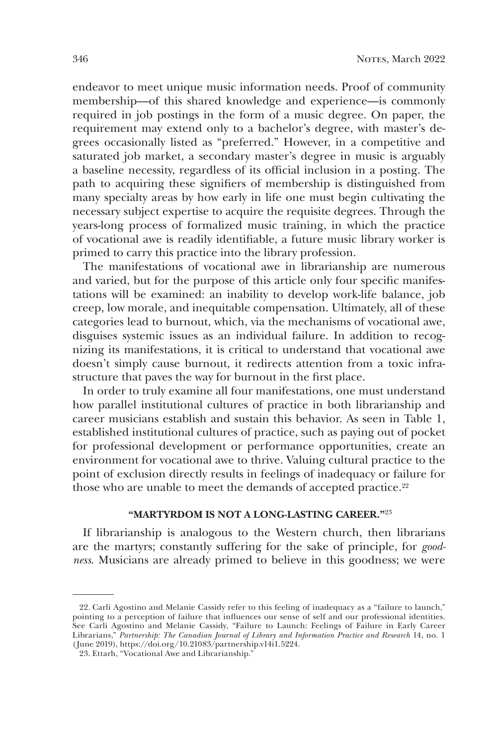endeavor to meet unique music information needs. Proof of community membership—of this shared knowledge and experience—is commonly required in job postings in the form of a music degree. On paper, the requirement may extend only to a bachelor's degree, with master's degrees occasionally listed as "preferred." However, in a competitive and saturated job market, a secondary master's degree in music is arguably a baseline necessity, regardless of its official inclusion in a posting. The path to acquiring these signifiers of membership is distinguished from many specialty areas by how early in life one must begin cultivating the necessary subject expertise to acquire the requisite degrees. Through the years-long process of formalized music training, in which the practice of vocational awe is readily identifiable, a future music library worker is primed to carry this practice into the library profession.

The manifestations of vocational awe in librarianship are numerous and varied, but for the purpose of this article only four specific manifestations will be examined: an inability to develop work-life balance, job creep, low morale, and inequitable compensation. Ultimately, all of these categories lead to burnout, which, via the mechanisms of vocational awe, disguises systemic issues as an individual failure. In addition to recognizing its manifestations, it is critical to understand that vocational awe doesn't simply cause burnout, it redirects attention from a toxic infrastructure that paves the way for burnout in the first place.

In order to truly examine all four manifestations, one must understand how parallel institutional cultures of practice in both librarianship and career musicians establish and sustain this behavior. As seen in Table 1, established institutional cultures of practice, such as paying out of pocket for professional development or performance opportunities, create an environment for vocational awe to thrive. Valuing cultural practice to the point of exclusion directly results in feelings of inadequacy or failure for those who are unable to meet the demands of accepted practice.[22]

## "MARTYRDOM IS NOT A LONG-LASTING CAREER."[23]

If librarianship is analogous to the Western church, then librarians are the martyrs; constantly suffering for the sake of principle, for *goodness*. Musicians are already primed to believe in this goodness; we were

---

22. Carli Agostino and Melanie Cassidy refer to this feeling of inadequacy as a "failure to launch," pointing to a perception of failure that influences our sense of self and our professional identities. See Carli Agostino and Melanie Cassidy, "Failure to Launch: Feelings of Failure in Early Career Librarians," *Partnership: The Canadian Journal of Library and Information Practice and Research* 14, no. 1 (June 2019), https://doi.org/10.21083/partnership.v14i1.5224.

23. Ettarh, "Vocational Awe and Librarianship."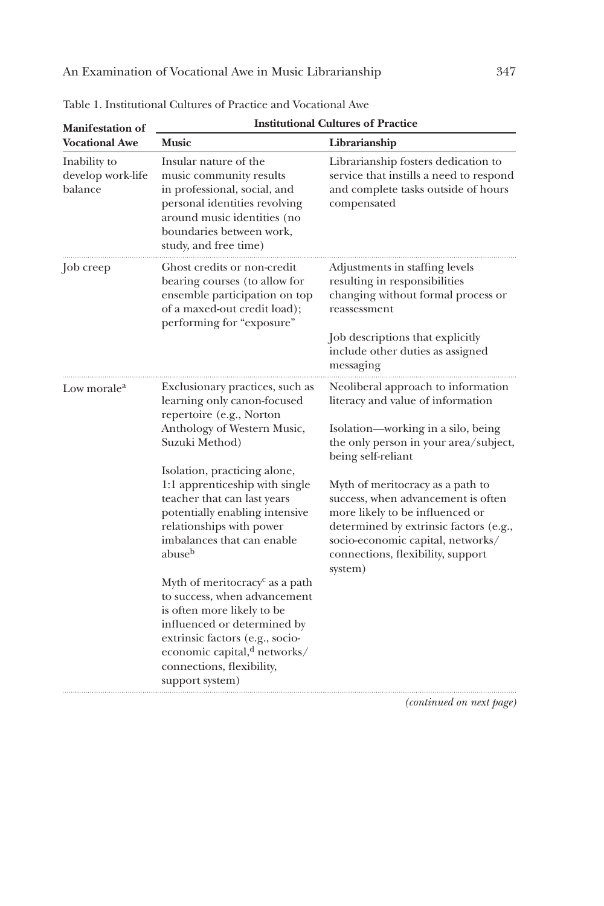Table 1. Institutional Cultures of Practice and Vocational Awe

| Manifestation of Vocational Awe | Institutional Cultures of Practice | |
|---|---|---|
| | **Music** | **Librarianship** |
| Inability to develop work-life balance | Insular nature of the music community results in professional, social, and personal identities revolving around music identities (no boundaries between work, study, and free time) | Librarianship fosters dedication to service that instills a need to respond and complete tasks outside of hours compensated |
| Job creep | Ghost credits or non-credit bearing courses (to allow for ensemble participation on top of a maxed-out credit load); performing for "exposure" | Adjustments in staffing levels resulting in responsibilities changing without formal process or reassessment<br><br>Job descriptions that explicitly include other duties as assigned messaging |
| Low morale[a] | Exclusionary practices, such as learning only canon-focused repertoire (e.g., Norton Anthology of Western Music, Suzuki Method)<br><br>Isolation, practicing alone, 1:1 apprenticeship with single teacher that can last years potentially enabling intensive relationships with power imbalances that can enable abuse[b]<br><br>Myth of meritocracy[c] as a path to success, when advancement is often more likely to be influenced or determined by extrinsic factors (e.g., socio-economic capital,[d] networks/connections, flexibility, support system) | Neoliberal approach to information literacy and value of information<br><br>Isolation—working in a silo, being the only person in your area/subject, being self-reliant<br><br>Myth of meritocracy as a path to success, when advancement is often more likely to be influenced or determined by extrinsic factors (e.g., socio-economic capital, networks/connections, flexibility, support system) |

*(continued on next page)*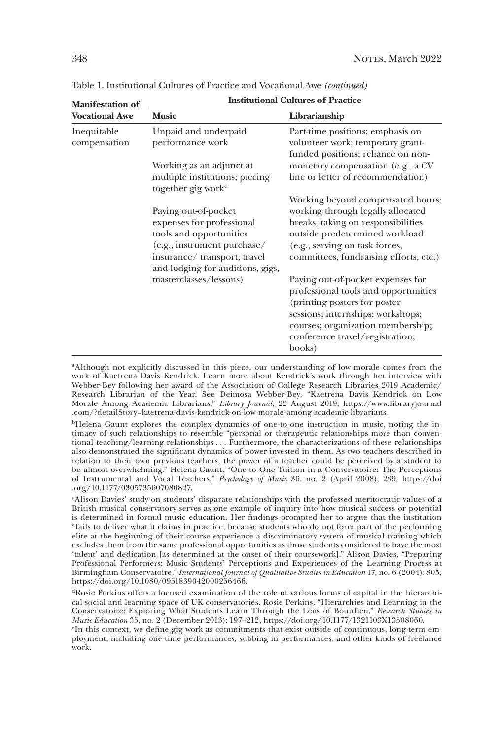Table 1. Institutional Cultures of Practice and Vocational Awe *(continued)*

| Manifestation of Vocational Awe | Institutional Cultures of Practice | |
|---|---|---|
| | **Music** | **Librarianship** |
| Inequitable compensation | Unpaid and underpaid performance work<br><br>Working as an adjunct at multiple institutions; piecing together gig work[e]<br><br>Paying out-of-pocket expenses for professional tools and opportunities (e.g., instrument purchase/ insurance/ transport, travel and lodging for auditions, gigs, masterclasses/lessons) | Part-time positions; emphasis on volunteer work; temporary grant-funded positions; reliance on non-monetary compensation (e.g., a CV line or letter of recommendation)<br><br>Working beyond compensated hours; working through legally allocated breaks; taking on responsibilities outside predetermined workload (e.g., serving on task forces, committees, fundraising efforts, etc.)<br><br>Paying out-of-pocket expenses for professional tools and opportunities (printing posters for poster sessions; internships; workshops; courses; organization membership; conference travel/registration; books) |

[a]Although not explicitly discussed in this piece, our understanding of low morale comes from the work of Kaetrena Davis Kendrick. Learn more about Kendrick's work through her interview with Webber-Bey following her award of the Association of College Research Libraries 2019 Academic/ Research Librarian of the Year. See Deimosa Webber-Bey, "Kaetrena Davis Kendrick on Low Morale Among Academic Librarians," *Library Journal*, 22 August 2019, https://www.libraryjournal.com/?detailStory=kaetrena-davis-kendrick-on-low-morale-among-academic-librarians.

[b]Helena Gaunt explores the complex dynamics of one-to-one instruction in music, noting the intimacy of such relationships to resemble "personal or therapeutic relationships more than conventional teaching/learning relationships . . . Furthermore, the characterizations of these relationships also demonstrated the significant dynamics of power invested in them. As two teachers described in relation to their own previous teachers, the power of a teacher could be perceived by a student to be almost overwhelming." Helena Gaunt, "One-to-One Tuition in a Conservatoire: The Perceptions of Instrumental and Vocal Teachers," *Psychology of Music* 36, no. 2 (April 2008), 239, https://doi.org/10.1177/0305735607080827.

[c]Alison Davies' study on students' disparate relationships with the professed meritocratic values of a British musical conservatory serves as one example of inquiry into how musical success or potential is determined in formal music education. Her findings prompted her to argue that the institution "fails to deliver what it claims in practice, because students who do not form part of the performing elite at the beginning of their course experience a discriminatory system of musical training which excludes them from the same professional opportunities as those students considered to have the most 'talent' and dedication [as determined at the onset of their coursework]." Alison Davies, "Preparing Professional Performers: Music Students' Perceptions and Experiences of the Learning Process at Birmingham Conservatoire," *International Journal of Qualitative Studies in Education* 17, no. 6 (2004): 805, https://doi.org/10.1080/0951839042000256466.

[d]Rosie Perkins offers a focused examination of the role of various forms of capital in the hierarchical social and learning space of UK conservatories. Rosie Perkins, "Hierarchies and Learning in the Conservatoire: Exploring What Students Learn Through the Lens of Bourdieu," *Research Studies in Music Education* 35, no. 2 (December 2013): 197–212, https://doi.org/10.1177/1321103X13508060.

[e]In this context, we define gig work as commitments that exist outside of continuous, long-term employment, including one-time performances, subbing in performances, and other kinds of freelance work.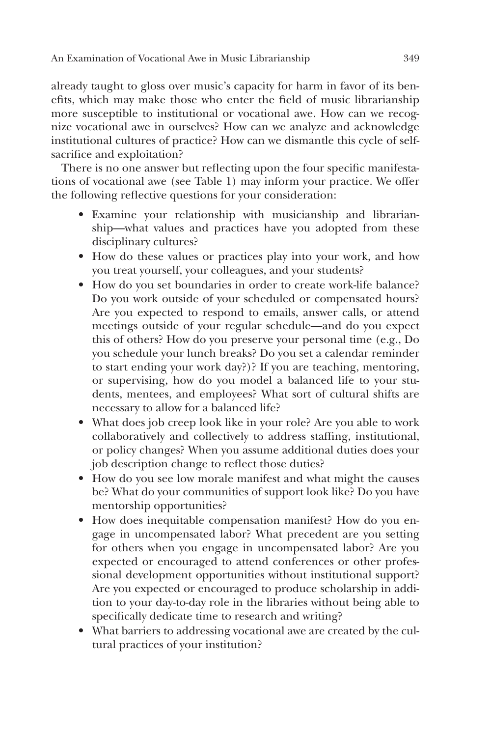already taught to gloss over music's capacity for harm in favor of its benefits, which may make those who enter the field of music librarianship more susceptible to institutional or vocational awe. How can we recognize vocational awe in ourselves? How can we analyze and acknowledge institutional cultures of practice? How can we dismantle this cycle of self-sacrifice and exploitation?

There is no one answer but reflecting upon the four specific manifestations of vocational awe (see Table 1) may inform your practice. We offer the following reflective questions for your consideration:

- Examine your relationship with musicianship and librarianship—what values and practices have you adopted from these disciplinary cultures?
- How do these values or practices play into your work, and how you treat yourself, your colleagues, and your students?
- How do you set boundaries in order to create work-life balance? Do you work outside of your scheduled or compensated hours? Are you expected to respond to emails, answer calls, or attend meetings outside of your regular schedule—and do you expect this of others? How do you preserve your personal time (e.g., Do you schedule your lunch breaks? Do you set a calendar reminder to start ending your work day?)? If you are teaching, mentoring, or supervising, how do you model a balanced life to your students, mentees, and employees? What sort of cultural shifts are necessary to allow for a balanced life?
- What does job creep look like in your role? Are you able to work collaboratively and collectively to address staffing, institutional, or policy changes? When you assume additional duties does your job description change to reflect those duties?
- How do you see low morale manifest and what might the causes be? What do your communities of support look like? Do you have mentorship opportunities?
- How does inequitable compensation manifest? How do you engage in uncompensated labor? What precedent are you setting for others when you engage in uncompensated labor? Are you expected or encouraged to attend conferences or other professional development opportunities without institutional support? Are you expected or encouraged to produce scholarship in addition to your day-to-day role in the libraries without being able to specifically dedicate time to research and writing?
- What barriers to addressing vocational awe are created by the cultural practices of your institution?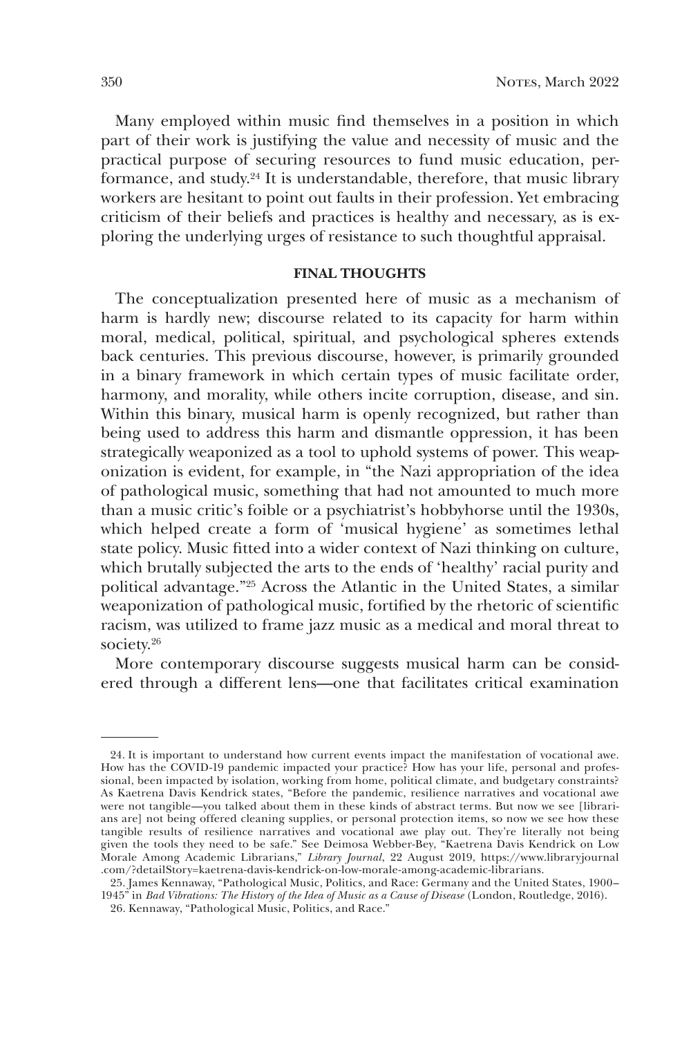Many employed within music find themselves in a position in which part of their work is justifying the value and necessity of music and the practical purpose of securing resources to fund music education, performance, and study.[24] It is understandable, therefore, that music library workers are hesitant to point out faults in their profession. Yet embracing criticism of their beliefs and practices is healthy and necessary, as is exploring the underlying urges of resistance to such thoughtful appraisal.

## FINAL THOUGHTS

The conceptualization presented here of music as a mechanism of harm is hardly new; discourse related to its capacity for harm within moral, medical, political, spiritual, and psychological spheres extends back centuries. This previous discourse, however, is primarily grounded in a binary framework in which certain types of music facilitate order, harmony, and morality, while others incite corruption, disease, and sin. Within this binary, musical harm is openly recognized, but rather than being used to address this harm and dismantle oppression, it has been strategically weaponized as a tool to uphold systems of power. This weaponization is evident, for example, in "the Nazi appropriation of the idea of pathological music, something that had not amounted to much more than a music critic's foible or a psychiatrist's hobbyhorse until the 1930s, which helped create a form of 'musical hygiene' as sometimes lethal state policy. Music fitted into a wider context of Nazi thinking on culture, which brutally subjected the arts to the ends of 'healthy' racial purity and political advantage."[25] Across the Atlantic in the United States, a similar weaponization of pathological music, fortified by the rhetoric of scientific racism, was utilized to frame jazz music as a medical and moral threat to society.[26]

More contemporary discourse suggests musical harm can be considered through a different lens—one that facilitates critical examination

---

24. It is important to understand how current events impact the manifestation of vocational awe. How has the COVID-19 pandemic impacted your practice? How has your life, personal and professional, been impacted by isolation, working from home, political climate, and budgetary constraints? As Kaetrena Davis Kendrick states, "Before the pandemic, resilience narratives and vocational awe were not tangible—you talked about them in these kinds of abstract terms. But now we see [librarians are] not being offered cleaning supplies, or personal protection items, so now we see how these tangible results of resilience narratives and vocational awe play out. They're literally not being given the tools they need to be safe." See Deimosa Webber-Bey, "Kaetrena Davis Kendrick on Low Morale Among Academic Librarians," *Library Journal*, 22 August 2019, https://www.libraryjournal.com/?detailStory=kaetrena-davis-kendrick-on-low-morale-among-academic-librarians.

25. James Kennaway, "Pathological Music, Politics, and Race: Germany and the United States, 1900–1945" in *Bad Vibrations: The History of the Idea of Music as a Cause of Disease* (London, Routledge, 2016).

26. Kennaway, "Pathological Music, Politics, and Race."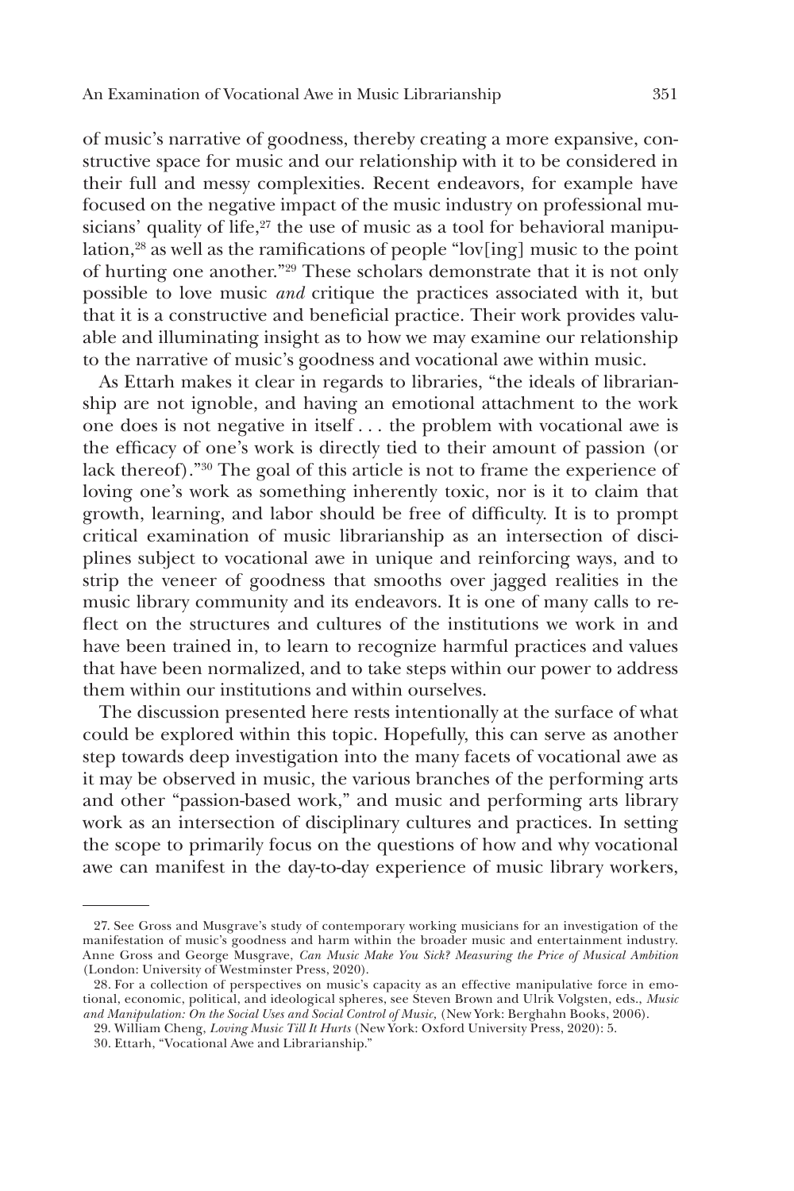of music's narrative of goodness, thereby creating a more expansive, constructive space for music and our relationship with it to be considered in their full and messy complexities. Recent endeavors, for example have focused on the negative impact of the music industry on professional musicians' quality of life,[27] the use of music as a tool for behavioral manipulation,[28] as well as the ramifications of people "lov[ing] music to the point of hurting one another."[29] These scholars demonstrate that it is not only possible to love music *and* critique the practices associated with it, but that it is a constructive and beneficial practice. Their work provides valuable and illuminating insight as to how we may examine our relationship to the narrative of music's goodness and vocational awe within music.

As Ettarh makes it clear in regards to libraries, "the ideals of librarianship are not ignoble, and having an emotional attachment to the work one does is not negative in itself . . . the problem with vocational awe is the efficacy of one's work is directly tied to their amount of passion (or lack thereof)."[30] The goal of this article is not to frame the experience of loving one's work as something inherently toxic, nor is it to claim that growth, learning, and labor should be free of difficulty. It is to prompt critical examination of music librarianship as an intersection of disciplines subject to vocational awe in unique and reinforcing ways, and to strip the veneer of goodness that smooths over jagged realities in the music library community and its endeavors. It is one of many calls to reflect on the structures and cultures of the institutions we work in and have been trained in, to learn to recognize harmful practices and values that have been normalized, and to take steps within our power to address them within our institutions and within ourselves.

The discussion presented here rests intentionally at the surface of what could be explored within this topic. Hopefully, this can serve as another step towards deep investigation into the many facets of vocational awe as it may be observed in music, the various branches of the performing arts and other "passion-based work," and music and performing arts library work as an intersection of disciplinary cultures and practices. In setting the scope to primarily focus on the questions of how and why vocational awe can manifest in the day-to-day experience of music library workers,

---

27. See Gross and Musgrave's study of contemporary working musicians for an investigation of the manifestation of music's goodness and harm within the broader music and entertainment industry. Anne Gross and George Musgrave, *Can Music Make You Sick? Measuring the Price of Musical Ambition* (London: University of Westminster Press, 2020).

28. For a collection of perspectives on music's capacity as an effective manipulative force in emotional, economic, political, and ideological spheres, see Steven Brown and Ulrik Volgsten, eds., *Music and Manipulation: On the Social Uses and Social Control of Music,* (New York: Berghahn Books, 2006).

29. William Cheng, *Loving Music Till It Hurts* (New York: Oxford University Press, 2020): 5.

30. Ettarh, "Vocational Awe and Librarianship."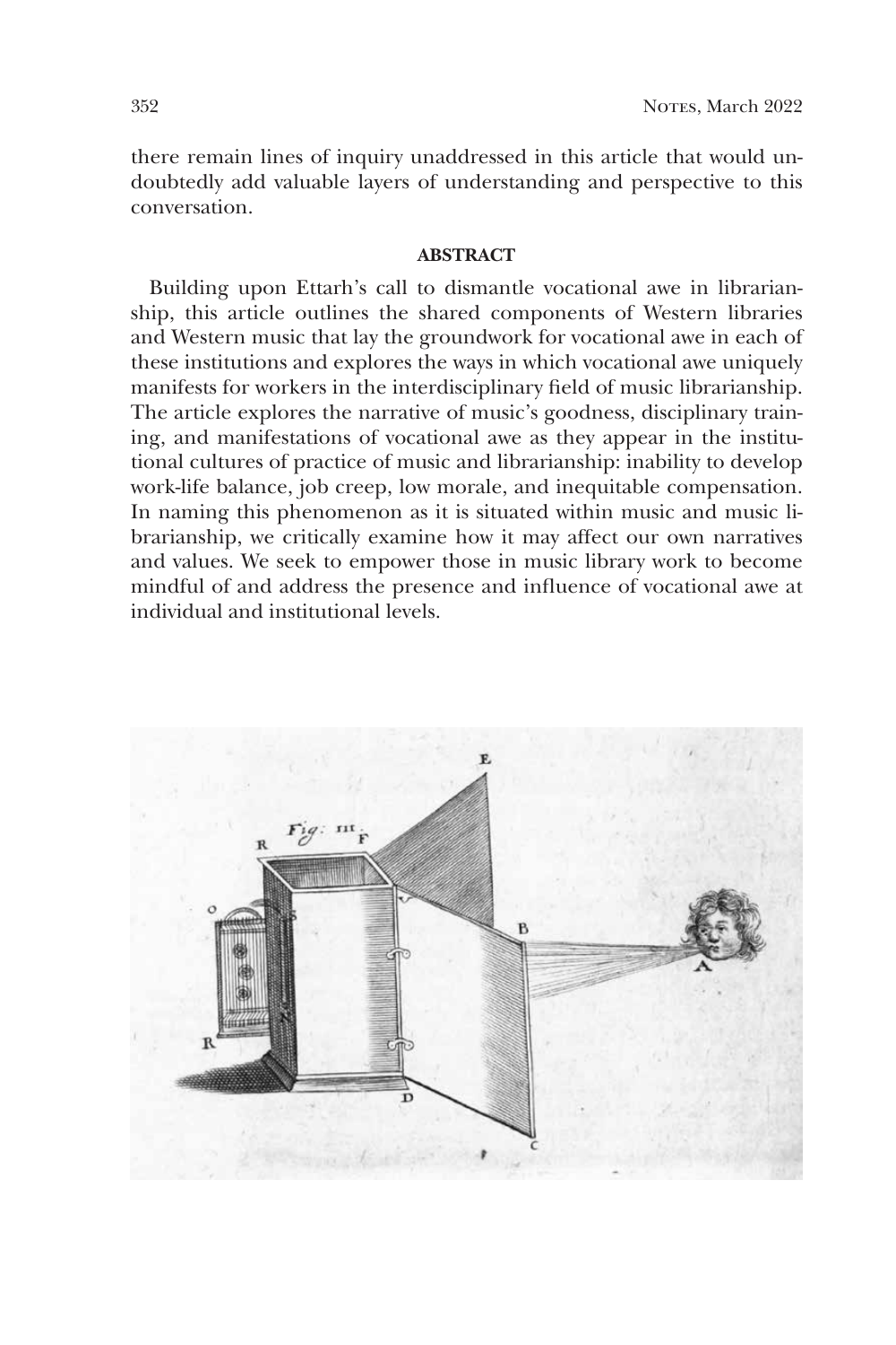there remain lines of inquiry unaddressed in this article that would undoubtedly add valuable layers of understanding and perspective to this conversation.

## ABSTRACT

Building upon Ettarh's call to dismantle vocational awe in librarianship, this article outlines the shared components of Western libraries and Western music that lay the groundwork for vocational awe in each of these institutions and explores the ways in which vocational awe uniquely manifests for workers in the interdisciplinary field of music librarianship. The article explores the narrative of music's goodness, disciplinary training, and manifestations of vocational awe as they appear in the institutional cultures of practice of music and librarianship: inability to develop work-life balance, job creep, low morale, and inequitable compensation. In naming this phenomenon as it is situated within music and music librarianship, we critically examine how it may affect our own narratives and values. We seek to empower those in music library work to become mindful of and address the presence and influence of vocational awe at individual and institutional levels.